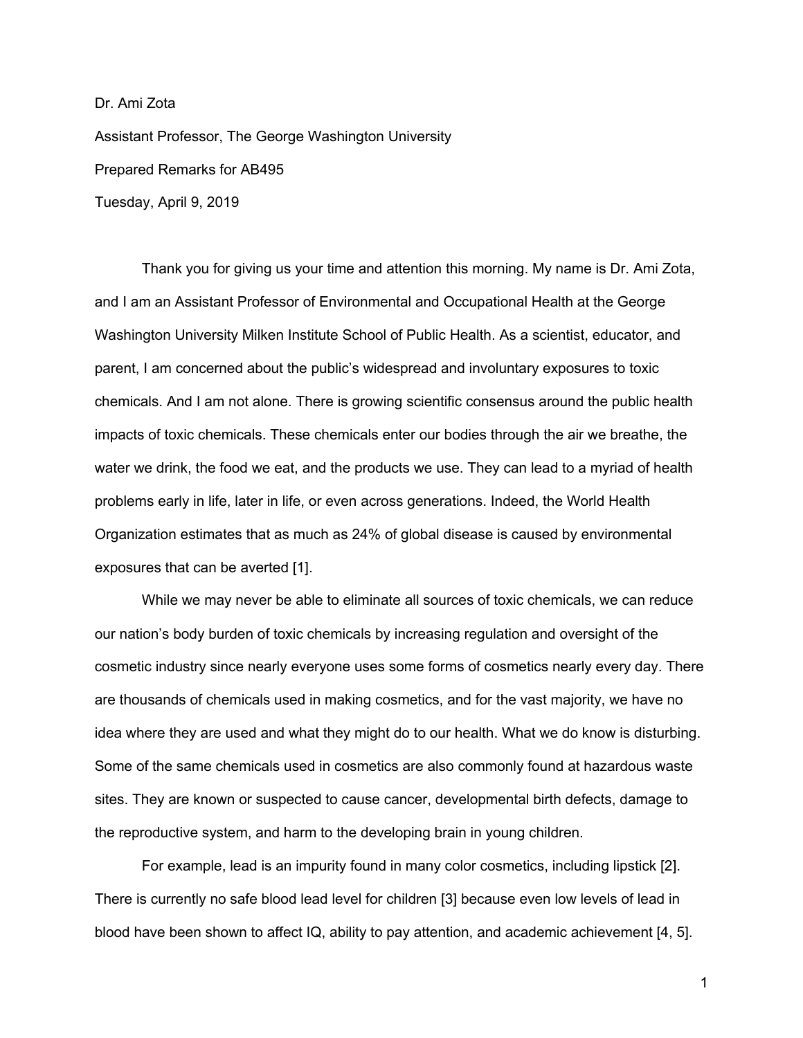Dr. Ami Zota

Assistant Professor, The George Washington University

Prepared Remarks for AB495

Tuesday, April 9, 2019

Thank you for giving us your time and attention this morning. My name is Dr. Ami Zota, and I am an Assistant Professor of Environmental and Occupational Health at the George Washington University Milken Institute School of Public Health. As a scientist, educator, and parent, I am concerned about the public's widespread and involuntary exposures to toxic chemicals. And I am not alone. There is growing scientific consensus around the public health impacts of toxic chemicals. These chemicals enter our bodies through the air we breathe, the water we drink, the food we eat, and the products we use. They can lead to a myriad of health problems early in life, later in life, or even across generations. Indeed, the World Health Organization estimates that as much as 24% of global disease is caused by environmental exposures that can be averted [1].

While we may never be able to eliminate all sources of toxic chemicals, we can reduce our nation's body burden of toxic chemicals by increasing regulation and oversight of the cosmetic industry since nearly everyone uses some forms of cosmetics nearly every day. There are thousands of chemicals used in making cosmetics, and for the vast majority, we have no idea where they are used and what they might do to our health. What we do know is disturbing. Some of the same chemicals used in cosmetics are also commonly found at hazardous waste sites. They are known or suspected to cause cancer, developmental birth defects, damage to the reproductive system, and harm to the developing brain in young children.

For example, lead is an impurity found in many color cosmetics, including lipstick [2]. There is currently no safe blood lead level for children [3] because even low levels of lead in blood have been shown to affect IQ, ability to pay attention, and academic achievement [4, 5].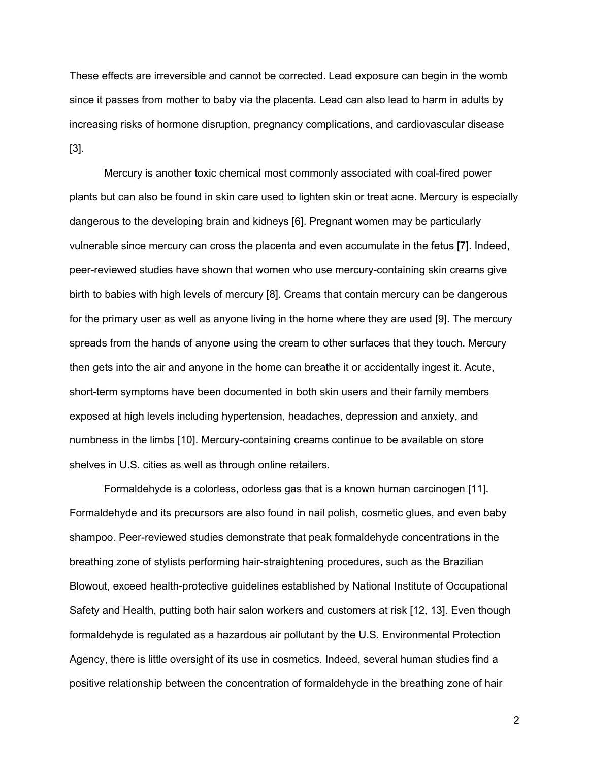These effects are irreversible and cannot be corrected. Lead exposure can begin in the womb since it passes from mother to baby via the placenta. Lead can also lead to harm in adults by increasing risks of hormone disruption, pregnancy complications, and cardiovascular disease [3].

Mercury is another toxic chemical most commonly associated with coal-fired power plants but can also be found in skin care used to lighten skin or treat acne. Mercury is especially dangerous to the developing brain and kidneys [6]. Pregnant women may be particularly vulnerable since mercury can cross the placenta and even accumulate in the fetus [7]. Indeed, peer-reviewed studies have shown that women who use mercury-containing skin creams give birth to babies with high levels of mercury [8]. Creams that contain mercury can be dangerous for the primary user as well as anyone living in the home where they are used [9]. The mercury spreads from the hands of anyone using the cream to other surfaces that they touch. Mercury then gets into the air and anyone in the home can breathe it or accidentally ingest it. Acute, short-term symptoms have been documented in both skin users and their family members exposed at high levels including hypertension, headaches, depression and anxiety, and numbness in the limbs [10]. Mercury-containing creams continue to be available on store shelves in U.S. cities as well as through online retailers.

Formaldehyde is a colorless, odorless gas that is a known human carcinogen [11]. Formaldehyde and its precursors are also found in nail polish, cosmetic glues, and even baby shampoo. Peer-reviewed studies demonstrate that peak formaldehyde concentrations in the breathing zone of stylists performing hair-straightening procedures, such as the Brazilian Blowout, exceed health-protective guidelines established by National Institute of Occupational Safety and Health, putting both hair salon workers and customers at risk [12, 13]. Even though formaldehyde is regulated as a hazardous air pollutant by the U.S. Environmental Protection Agency, there is little oversight of its use in cosmetics. Indeed, several human studies find a positive relationship between the concentration of formaldehyde in the breathing zone of hair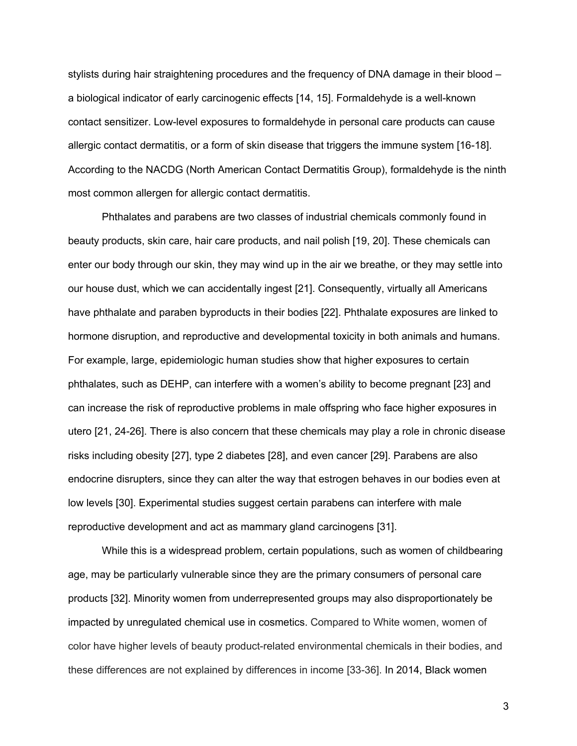stylists during hair straightening procedures and the frequency of DNA damage in their blood – a biological indicator of early carcinogenic effects [14, 15]. Formaldehyde is a well-known contact sensitizer. Low-level exposures to formaldehyde in personal care products can cause allergic contact dermatitis, or a form of skin disease that triggers the immune system [16-18]. According to the NACDG (North American Contact Dermatitis Group), formaldehyde is the ninth most common allergen for allergic contact dermatitis.

Phthalates and parabens are two classes of industrial chemicals commonly found in beauty products, skin care, hair care products, and nail polish [19, 20]. These chemicals can enter our body through our skin, they may wind up in the air we breathe, or they may settle into our house dust, which we can accidentally ingest [21]. Consequently, virtually all Americans have phthalate and paraben byproducts in their bodies [22]. Phthalate exposures are linked to hormone disruption, and reproductive and developmental toxicity in both animals and humans. For example, large, epidemiologic human studies show that higher exposures to certain phthalates, such as DEHP, can interfere with a women's ability to become pregnant [23] and can increase the risk of reproductive problems in male offspring who face higher exposures in utero [21, 24-26]. There is also concern that these chemicals may play a role in chronic disease risks including obesity [27], type 2 diabetes [28], and even cancer [29]. Parabens are also endocrine disrupters, since they can alter the way that estrogen behaves in our bodies even at low levels [30]. Experimental studies suggest certain parabens can interfere with male reproductive development and act as mammary gland carcinogens [31].

While this is a widespread problem, certain populations, such as women of childbearing age, may be particularly vulnerable since they are the primary consumers of personal care products [32]. Minority women from underrepresented groups may also disproportionately be impacted by unregulated chemical use in cosmetics. Compared to White women, women of color have higher levels of beauty product-related environmental chemicals in their bodies, and these differences are not explained by differences in income [33-36]. In 2014, Black women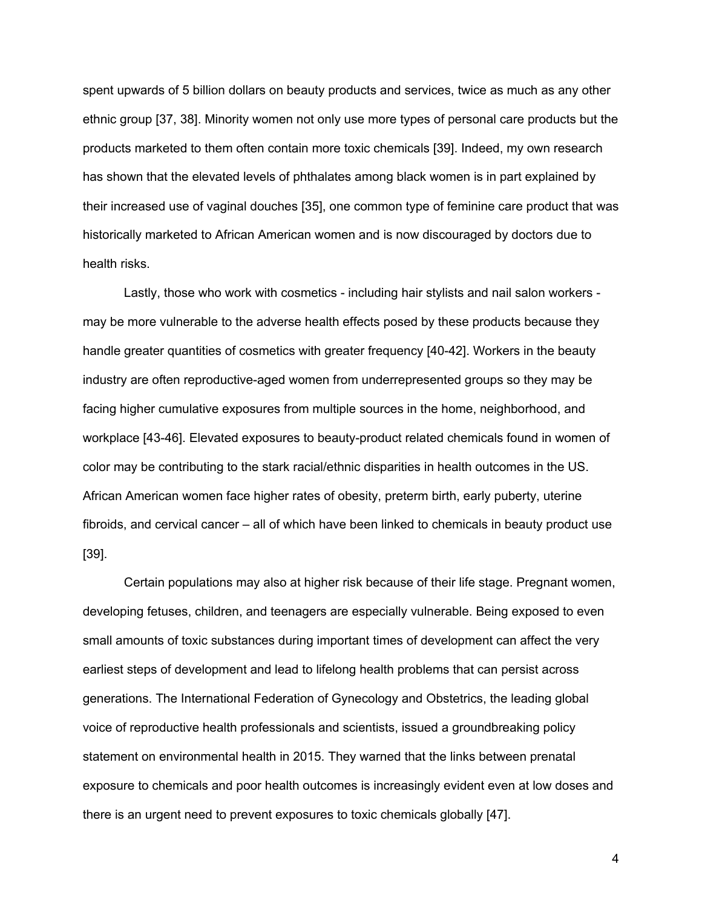spent upwards of 5 billion dollars on beauty products and services, twice as much as any other ethnic group [37, 38]. Minority women not only use more types of personal care products but the products marketed to them often contain more toxic chemicals [39]. Indeed, my own research has shown that the elevated levels of phthalates among black women is in part explained by their increased use of vaginal douches [35], one common type of feminine care product that was historically marketed to African American women and is now discouraged by doctors due to health risks.

Lastly, those who work with cosmetics - including hair stylists and nail salon workers - may be more vulnerable to the adverse health effects posed by these products because they handle greater quantities of cosmetics with greater frequency [40-42]. Workers in the beauty industry are often reproductive-aged women from underrepresented groups so they may be facing higher cumulative exposures from multiple sources in the home, neighborhood, and workplace [43-46]. Elevated exposures to beauty-product related chemicals found in women of color may be contributing to the stark racial/ethnic disparities in health outcomes in the US. African American women face higher rates of obesity, preterm birth, early puberty, uterine fibroids, and cervical cancer – all of which have been linked to chemicals in beauty product use [39].

Certain populations may also at higher risk because of their life stage. Pregnant women, developing fetuses, children, and teenagers are especially vulnerable. Being exposed to even small amounts of toxic substances during important times of development can affect the very earliest steps of development and lead to lifelong health problems that can persist across generations. The International Federation of Gynecology and Obstetrics, the leading global voice of reproductive health professionals and scientists, issued a groundbreaking policy statement on environmental health in 2015. They warned that the links between prenatal exposure to chemicals and poor health outcomes is increasingly evident even at low doses and there is an urgent need to prevent exposures to toxic chemicals globally [47].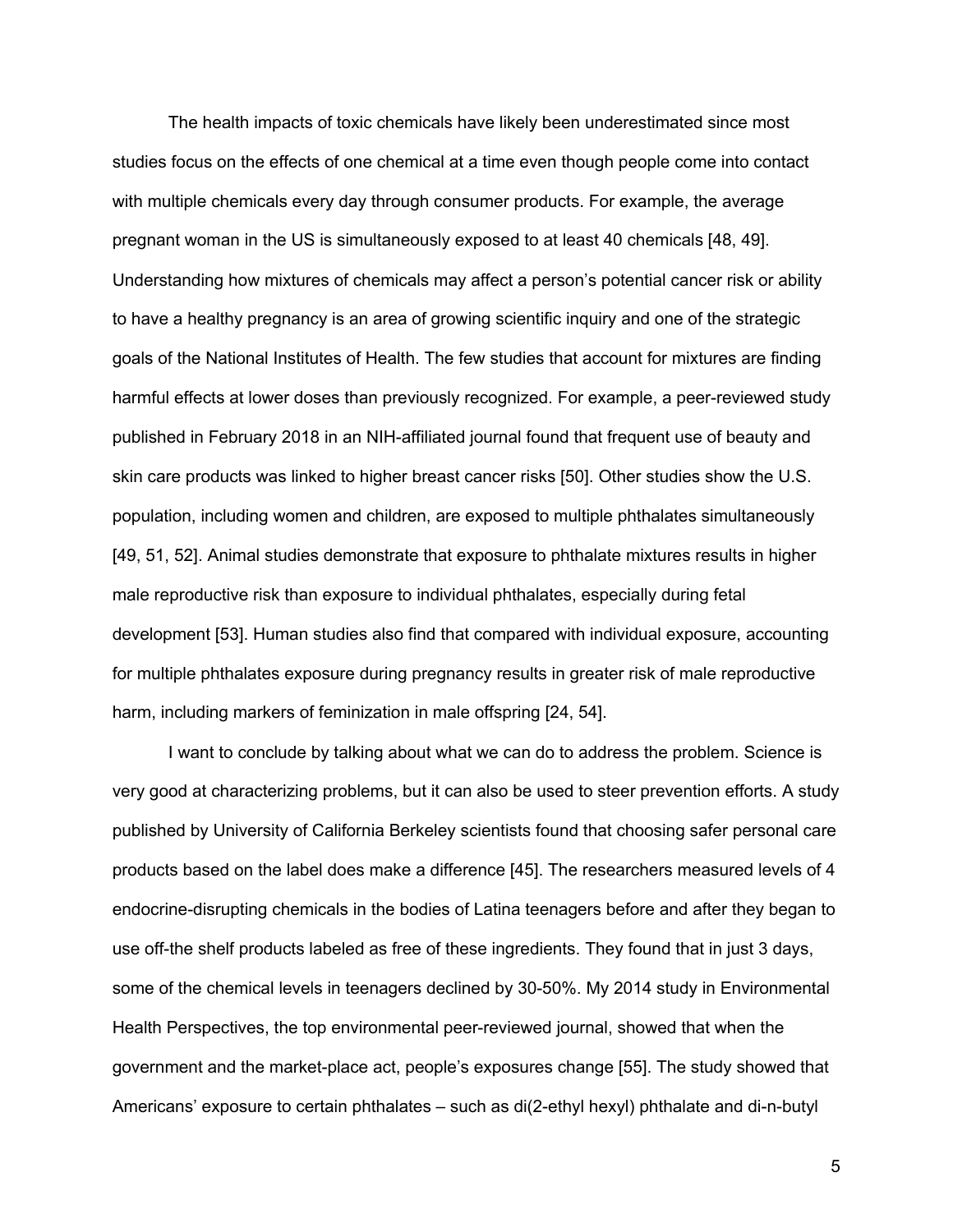The health impacts of toxic chemicals have likely been underestimated since most studies focus on the effects of one chemical at a time even though people come into contact with multiple chemicals every day through consumer products. For example, the average pregnant woman in the US is simultaneously exposed to at least 40 chemicals [48, 49]. Understanding how mixtures of chemicals may affect a person's potential cancer risk or ability to have a healthy pregnancy is an area of growing scientific inquiry and one of the strategic goals of the National Institutes of Health. The few studies that account for mixtures are finding harmful effects at lower doses than previously recognized. For example, a peer-reviewed study published in February 2018 in an NIH-affiliated journal found that frequent use of beauty and skin care products was linked to higher breast cancer risks [50]. Other studies show the U.S. population, including women and children, are exposed to multiple phthalates simultaneously [49, 51, 52]. Animal studies demonstrate that exposure to phthalate mixtures results in higher male reproductive risk than exposure to individual phthalates, especially during fetal development [53]. Human studies also find that compared with individual exposure, accounting for multiple phthalates exposure during pregnancy results in greater risk of male reproductive harm, including markers of feminization in male offspring [24, 54].

I want to conclude by talking about what we can do to address the problem. Science is very good at characterizing problems, but it can also be used to steer prevention efforts. A study published by University of California Berkeley scientists found that choosing safer personal care products based on the label does make a difference [45]. The researchers measured levels of 4 endocrine-disrupting chemicals in the bodies of Latina teenagers before and after they began to use off-the shelf products labeled as free of these ingredients. They found that in just 3 days, some of the chemical levels in teenagers declined by 30-50%. My 2014 study in Environmental Health Perspectives, the top environmental peer-reviewed journal, showed that when the government and the market-place act, people's exposures change [55]. The study showed that Americans' exposure to certain phthalates – such as di(2-ethyl hexyl) phthalate and di-n-butyl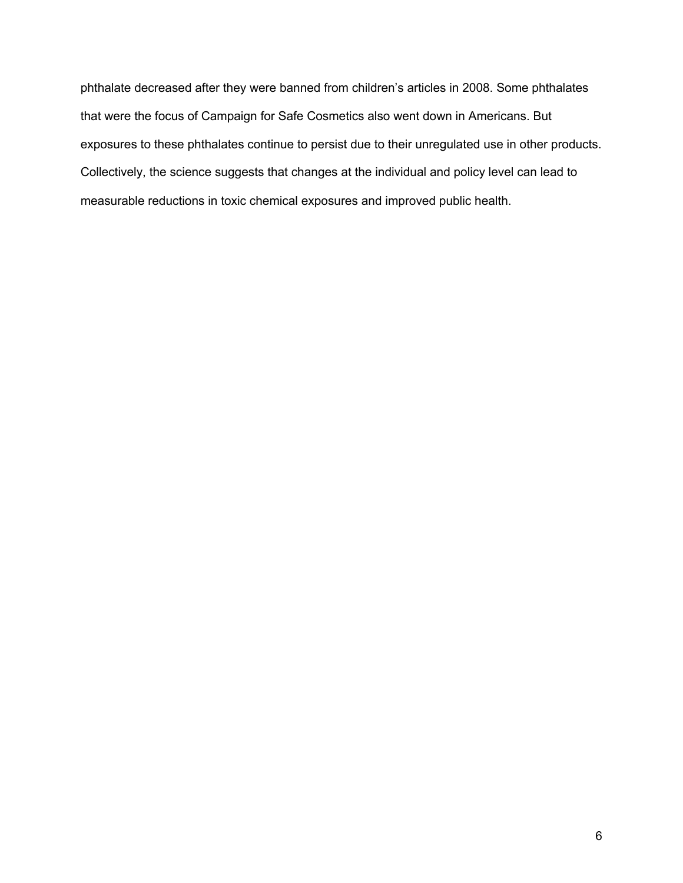phthalate decreased after they were banned from children's articles in 2008. Some phthalates that were the focus of Campaign for Safe Cosmetics also went down in Americans. But exposures to these phthalates continue to persist due to their unregulated use in other products. Collectively, the science suggests that changes at the individual and policy level can lead to measurable reductions in toxic chemical exposures and improved public health.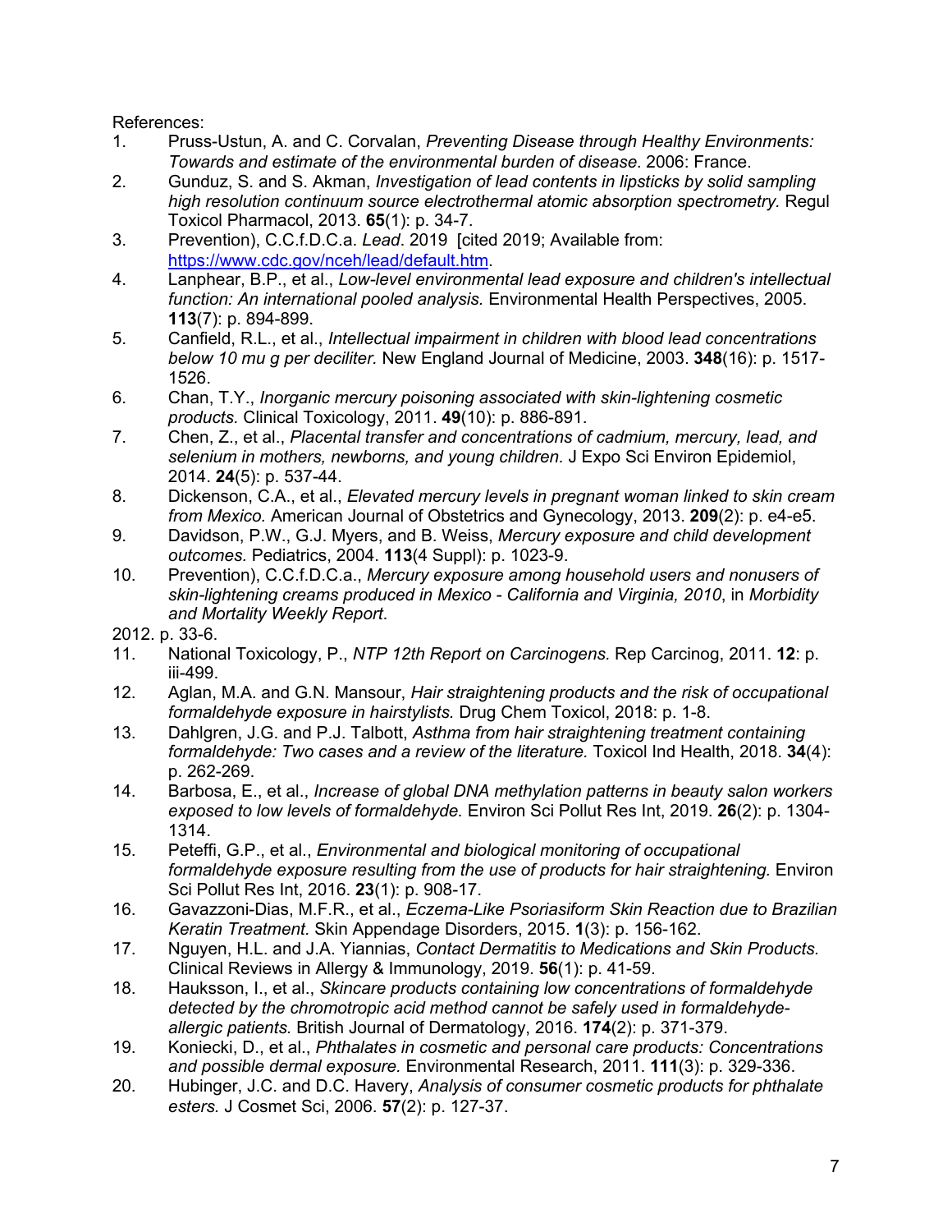References:

1. Pruss-Ustun, A. and C. Corvalan, *Preventing Disease through Healthy Environments: Towards and estimate of the environmental burden of disease*. 2006: France.
2. Gunduz, S. and S. Akman, *Investigation of lead contents in lipsticks by solid sampling high resolution continuum source electrothermal atomic absorption spectrometry.* Regul Toxicol Pharmacol, 2013. **65**(1): p. 34-7.
3. Prevention), C.C.f.D.C.a. *Lead*. 2019 [cited 2019; Available from: https://www.cdc.gov/nceh/lead/default.htm.
4. Lanphear, B.P., et al., *Low-level environmental lead exposure and children's intellectual function: An international pooled analysis.* Environmental Health Perspectives, 2005. **113**(7): p. 894-899.
5. Canfield, R.L., et al., *Intellectual impairment in children with blood lead concentrations below 10 mu g per deciliter.* New England Journal of Medicine, 2003. **348**(16): p. 1517-1526.
6. Chan, T.Y., *Inorganic mercury poisoning associated with skin-lightening cosmetic products.* Clinical Toxicology, 2011. **49**(10): p. 886-891.
7. Chen, Z., et al., *Placental transfer and concentrations of cadmium, mercury, lead, and selenium in mothers, newborns, and young children.* J Expo Sci Environ Epidemiol, 2014. **24**(5): p. 537-44.
8. Dickenson, C.A., et al., *Elevated mercury levels in pregnant woman linked to skin cream from Mexico.* American Journal of Obstetrics and Gynecology, 2013. **209**(2): p. e4-e5.
9. Davidson, P.W., G.J. Myers, and B. Weiss, *Mercury exposure and child development outcomes.* Pediatrics, 2004. **113**(4 Suppl): p. 1023-9.
10. Prevention), C.C.f.D.C.a., *Mercury exposure among household users and nonusers of skin-lightening creams produced in Mexico - California and Virginia, 2010*, in *Morbidity and Mortality Weekly Report*.

2012. p. 33-6.

11. National Toxicology, P., *NTP 12th Report on Carcinogens.* Rep Carcinog, 2011. **12**: p. iii-499.
12. Aglan, M.A. and G.N. Mansour, *Hair straightening products and the risk of occupational formaldehyde exposure in hairstylists.* Drug Chem Toxicol, 2018: p. 1-8.
13. Dahlgren, J.G. and P.J. Talbott, *Asthma from hair straightening treatment containing formaldehyde: Two cases and a review of the literature.* Toxicol Ind Health, 2018. **34**(4): p. 262-269.
14. Barbosa, E., et al., *Increase of global DNA methylation patterns in beauty salon workers exposed to low levels of formaldehyde.* Environ Sci Pollut Res Int, 2019. **26**(2): p. 1304-1314.
15. Peteffi, G.P., et al., *Environmental and biological monitoring of occupational formaldehyde exposure resulting from the use of products for hair straightening.* Environ Sci Pollut Res Int, 2016. **23**(1): p. 908-17.
16. Gavazzoni-Dias, M.F.R., et al., *Eczema-Like Psoriasiform Skin Reaction due to Brazilian Keratin Treatment.* Skin Appendage Disorders, 2015. **1**(3): p. 156-162.
17. Nguyen, H.L. and J.A. Yiannias, *Contact Dermatitis to Medications and Skin Products.* Clinical Reviews in Allergy & Immunology, 2019. **56**(1): p. 41-59.
18. Hauksson, I., et al., *Skincare products containing low concentrations of formaldehyde detected by the chromotropic acid method cannot be safely used in formaldehyde-allergic patients.* British Journal of Dermatology, 2016. **174**(2): p. 371-379.
19. Koniecki, D., et al., *Phthalates in cosmetic and personal care products: Concentrations and possible dermal exposure.* Environmental Research, 2011. **111**(3): p. 329-336.
20. Hubinger, J.C. and D.C. Havery, *Analysis of consumer cosmetic products for phthalate esters.* J Cosmet Sci, 2006. **57**(2): p. 127-37.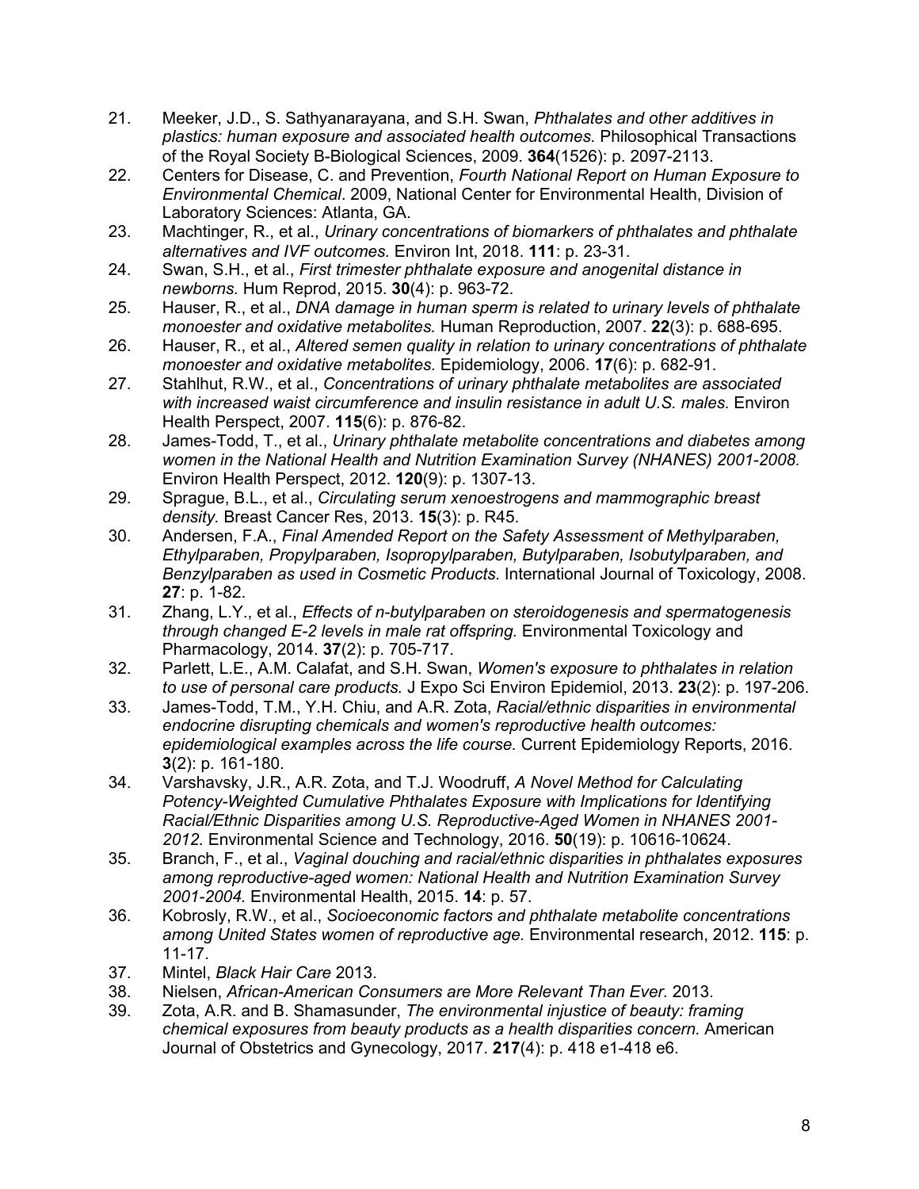21. Meeker, J.D., S. Sathyanarayana, and S.H. Swan, *Phthalates and other additives in plastics: human exposure and associated health outcomes.* Philosophical Transactions of the Royal Society B-Biological Sciences, 2009. **364**(1526): p. 2097-2113.
22. Centers for Disease, C. and Prevention, *Fourth National Report on Human Exposure to Environmental Chemical*. 2009, National Center for Environmental Health, Division of Laboratory Sciences: Atlanta, GA.
23. Machtinger, R., et al., *Urinary concentrations of biomarkers of phthalates and phthalate alternatives and IVF outcomes.* Environ Int, 2018. **111**: p. 23-31.
24. Swan, S.H., et al., *First trimester phthalate exposure and anogenital distance in newborns.* Hum Reprod, 2015. **30**(4): p. 963-72.
25. Hauser, R., et al., *DNA damage in human sperm is related to urinary levels of phthalate monoester and oxidative metabolites.* Human Reproduction, 2007. **22**(3): p. 688-695.
26. Hauser, R., et al., *Altered semen quality in relation to urinary concentrations of phthalate monoester and oxidative metabolites.* Epidemiology, 2006. **17**(6): p. 682-91.
27. Stahlhut, R.W., et al., *Concentrations of urinary phthalate metabolites are associated with increased waist circumference and insulin resistance in adult U.S. males.* Environ Health Perspect, 2007. **115**(6): p. 876-82.
28. James-Todd, T., et al., *Urinary phthalate metabolite concentrations and diabetes among women in the National Health and Nutrition Examination Survey (NHANES) 2001-2008.* Environ Health Perspect, 2012. **120**(9): p. 1307-13.
29. Sprague, B.L., et al., *Circulating serum xenoestrogens and mammographic breast density.* Breast Cancer Res, 2013. **15**(3): p. R45.
30. Andersen, F.A., *Final Amended Report on the Safety Assessment of Methylparaben, Ethylparaben, Propylparaben, Isopropylparaben, Butylparaben, Isobutylparaben, and Benzylparaben as used in Cosmetic Products.* International Journal of Toxicology, 2008. **27**: p. 1-82.
31. Zhang, L.Y., et al., *Effects of n-butylparaben on steroidogenesis and spermatogenesis through changed E-2 levels in male rat offspring.* Environmental Toxicology and Pharmacology, 2014. **37**(2): p. 705-717.
32. Parlett, L.E., A.M. Calafat, and S.H. Swan, *Women's exposure to phthalates in relation to use of personal care products.* J Expo Sci Environ Epidemiol, 2013. **23**(2): p. 197-206.
33. James-Todd, T.M., Y.H. Chiu, and A.R. Zota, *Racial/ethnic disparities in environmental endocrine disrupting chemicals and women's reproductive health outcomes: epidemiological examples across the life course.* Current Epidemiology Reports, 2016. **3**(2): p. 161-180.
34. Varshavsky, J.R., A.R. Zota, and T.J. Woodruff, *A Novel Method for Calculating Potency-Weighted Cumulative Phthalates Exposure with Implications for Identifying Racial/Ethnic Disparities among U.S. Reproductive-Aged Women in NHANES 2001-2012.* Environmental Science and Technology, 2016. **50**(19): p. 10616-10624.
35. Branch, F., et al., *Vaginal douching and racial/ethnic disparities in phthalates exposures among reproductive-aged women: National Health and Nutrition Examination Survey 2001-2004.* Environmental Health, 2015. **14**: p. 57.
36. Kobrosly, R.W., et al., *Socioeconomic factors and phthalate metabolite concentrations among United States women of reproductive age.* Environmental research, 2012. **115**: p. 11-17.
37. Mintel, *Black Hair Care* 2013.
38. Nielsen, *African-American Consumers are More Relevant Than Ever.* 2013.
39. Zota, A.R. and B. Shamasunder, *The environmental injustice of beauty: framing chemical exposures from beauty products as a health disparities concern.* American Journal of Obstetrics and Gynecology, 2017. **217**(4): p. 418 e1-418 e6.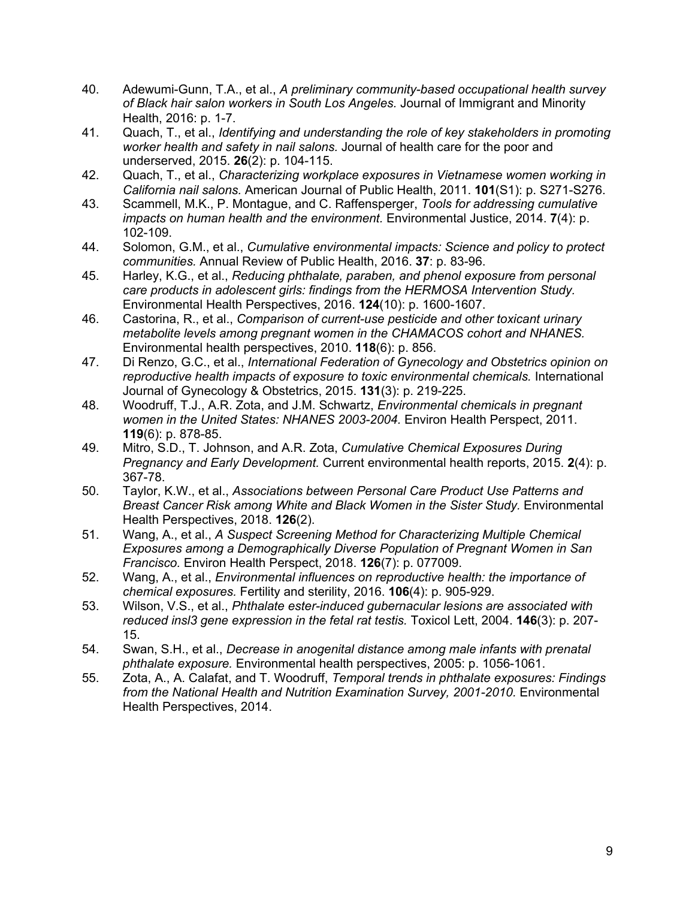40. Adewumi-Gunn, T.A., et al., *A preliminary community-based occupational health survey of Black hair salon workers in South Los Angeles.* Journal of Immigrant and Minority Health, 2016: p. 1-7.
41. Quach, T., et al., *Identifying and understanding the role of key stakeholders in promoting worker health and safety in nail salons.* Journal of health care for the poor and underserved, 2015. **26**(2): p. 104-115.
42. Quach, T., et al., *Characterizing workplace exposures in Vietnamese women working in California nail salons.* American Journal of Public Health, 2011. **101**(S1): p. S271-S276.
43. Scammell, M.K., P. Montague, and C. Raffensperger, *Tools for addressing cumulative impacts on human health and the environment.* Environmental Justice, 2014. **7**(4): p. 102-109.
44. Solomon, G.M., et al., *Cumulative environmental impacts: Science and policy to protect communities.* Annual Review of Public Health, 2016. **37**: p. 83-96.
45. Harley, K.G., et al., *Reducing phthalate, paraben, and phenol exposure from personal care products in adolescent girls: findings from the HERMOSA Intervention Study.* Environmental Health Perspectives, 2016. **124**(10): p. 1600-1607.
46. Castorina, R., et al., *Comparison of current-use pesticide and other toxicant urinary metabolite levels among pregnant women in the CHAMACOS cohort and NHANES.* Environmental health perspectives, 2010. **118**(6): p. 856.
47. Di Renzo, G.C., et al., *International Federation of Gynecology and Obstetrics opinion on reproductive health impacts of exposure to toxic environmental chemicals.* International Journal of Gynecology & Obstetrics, 2015. **131**(3): p. 219-225.
48. Woodruff, T.J., A.R. Zota, and J.M. Schwartz, *Environmental chemicals in pregnant women in the United States: NHANES 2003-2004.* Environ Health Perspect, 2011. **119**(6): p. 878-85.
49. Mitro, S.D., T. Johnson, and A.R. Zota, *Cumulative Chemical Exposures During Pregnancy and Early Development.* Current environmental health reports, 2015. **2**(4): p. 367-78.
50. Taylor, K.W., et al., *Associations between Personal Care Product Use Patterns and Breast Cancer Risk among White and Black Women in the Sister Study.* Environmental Health Perspectives, 2018. **126**(2).
51. Wang, A., et al., *A Suspect Screening Method for Characterizing Multiple Chemical Exposures among a Demographically Diverse Population of Pregnant Women in San Francisco.* Environ Health Perspect, 2018. **126**(7): p. 077009.
52. Wang, A., et al., *Environmental influences on reproductive health: the importance of chemical exposures.* Fertility and sterility, 2016. **106**(4): p. 905-929.
53. Wilson, V.S., et al., *Phthalate ester-induced gubernacular lesions are associated with reduced insl3 gene expression in the fetal rat testis.* Toxicol Lett, 2004. **146**(3): p. 207-15.
54. Swan, S.H., et al., *Decrease in anogenital distance among male infants with prenatal phthalate exposure.* Environmental health perspectives, 2005: p. 1056-1061.
55. Zota, A., A. Calafat, and T. Woodruff, *Temporal trends in phthalate exposures: Findings from the National Health and Nutrition Examination Survey, 2001-2010.* Environmental Health Perspectives, 2014.